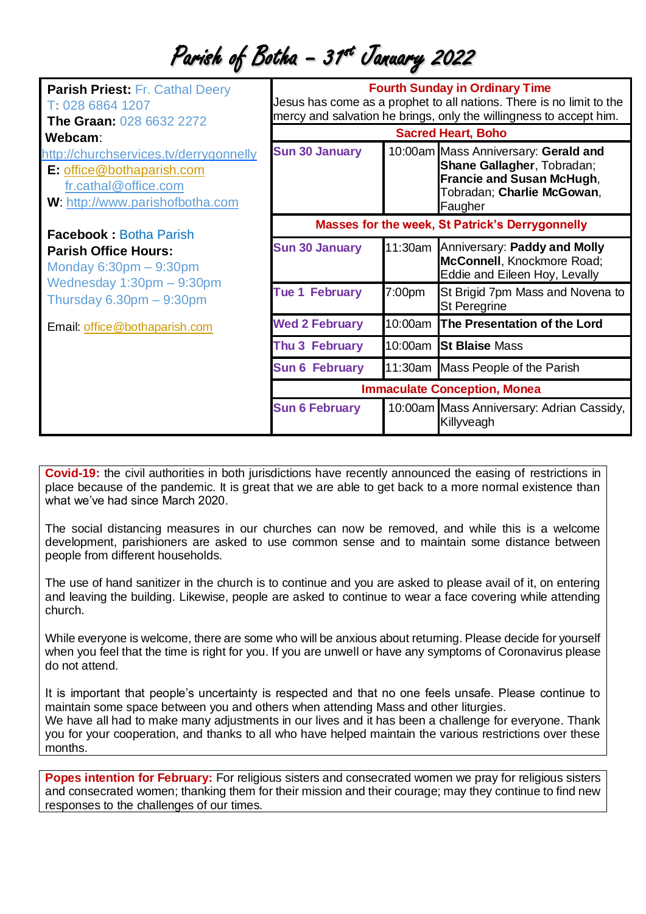# Parish of Botha – 31st January 2022

**Parish Priest:** Fr. Cathal Deery
T: 028 6864 1207
**The Graan:** 028 6632 2272
**Webcam**:
http://churchservices.tv/derrygonnelly
**E:** office@bothaparish.com
fr.cathal@office.com
**W**: http://www.parishofbotha.com

**Facebook :** Botha Parish
**Parish Office Hours:**
Monday 6:30pm – 9:30pm
Wednesday 1:30pm – 9:30pm
Thursday 6.30pm – 9:30pm

Email: office@bothaparish.com

**Fourth Sunday in Ordinary Time**
Jesus has come as a prophet to all nations. There is no limit to the mercy and salvation he brings, only the willingness to accept him.

| **Sacred Heart, Boho** | | |
|---|---|---|
| **Sun 30 January** | 10:00am | Mass Anniversary: **Gerald and Shane Gallagher**, Tobradan; **Francie and Susan McHugh**, Tobradan; **Charlie McGowan**, Faugher |
| **Masses for the week, St Patrick's Derrygonnelly** | | |
| **Sun 30 January** | 11:30am | Anniversary: **Paddy and Molly McConnell**, Knockmore Road; Eddie and Eileen Hoy, Levally |
| **Tue 1 February** | 7:00pm | St Brigid 7pm Mass and Novena to St Peregrine |
| **Wed 2 February** | 10:00am | **The Presentation of the Lord** |
| **Thu 3 February** | 10:00am | **St Blaise** Mass |
| **Sun 6 February** | 11:30am | Mass People of the Parish |
| **Immaculate Conception, Monea** | | |
| **Sun 6 February** | 10:00am | Mass Anniversary: Adrian Cassidy, Killyveagh |

**Covid-19:** the civil authorities in both jurisdictions have recently announced the easing of restrictions in place because of the pandemic. It is great that we are able to get back to a more normal existence than what we've had since March 2020.

The social distancing measures in our churches can now be removed, and while this is a welcome development, parishioners are asked to use common sense and to maintain some distance between people from different households.

The use of hand sanitizer in the church is to continue and you are asked to please avail of it, on entering and leaving the building. Likewise, people are asked to continue to wear a face covering while attending church.

While everyone is welcome, there are some who will be anxious about returning. Please decide for yourself when you feel that the time is right for you. If you are unwell or have any symptoms of Coronavirus please do not attend.

It is important that people's uncertainty is respected and that no one feels unsafe. Please continue to maintain some space between you and others when attending Mass and other liturgies.
We have all had to make many adjustments in our lives and it has been a challenge for everyone. Thank you for your cooperation, and thanks to all who have helped maintain the various restrictions over these months.

**Popes intention for February:** For religious sisters and consecrated women we pray for religious sisters and consecrated women; thanking them for their mission and their courage; may they continue to find new responses to the challenges of our times.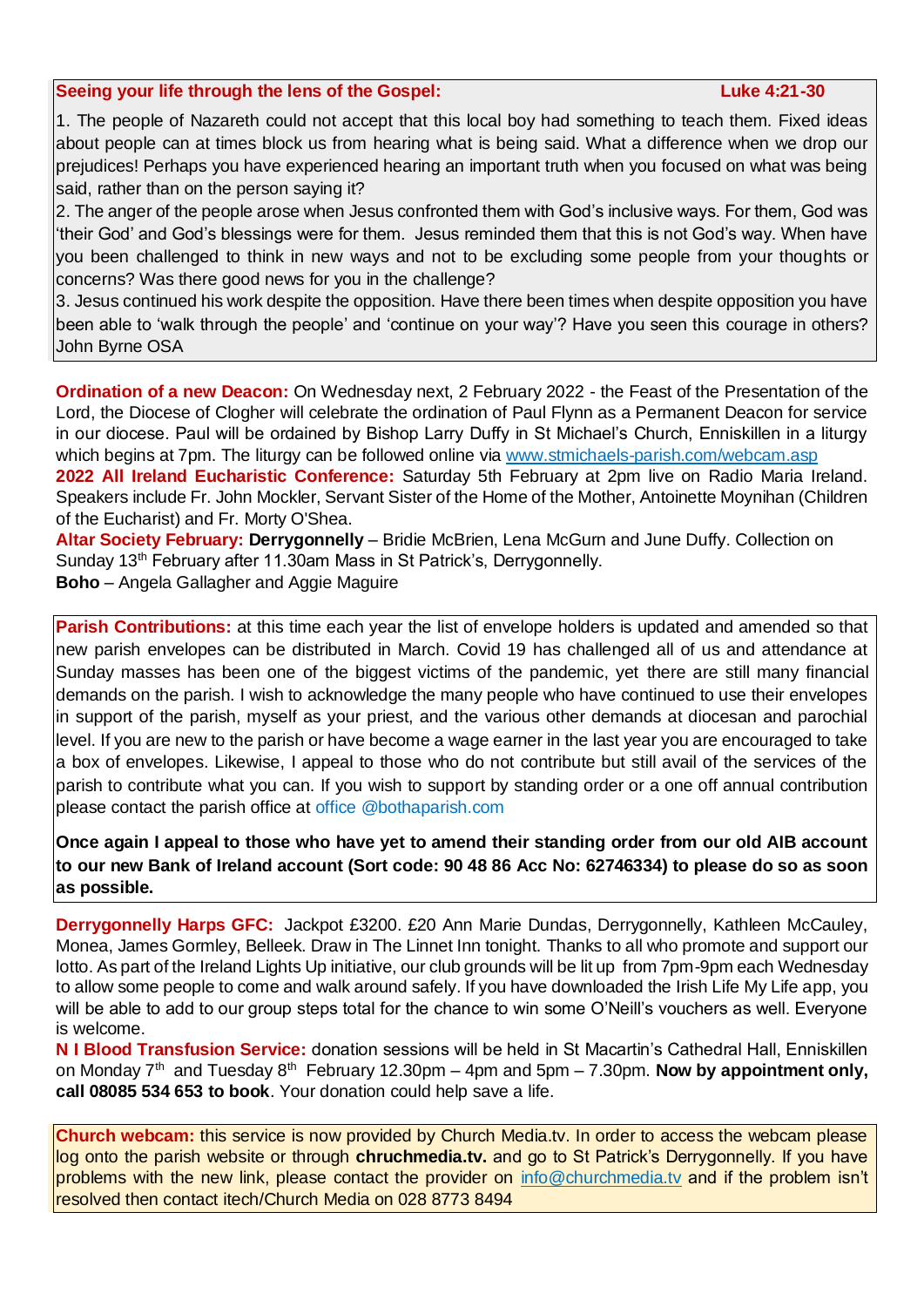**Seeing your life through the lens of the Gospel:** **Luke 4:21-30**

1. The people of Nazareth could not accept that this local boy had something to teach them. Fixed ideas about people can at times block us from hearing what is being said. What a difference when we drop our prejudices! Perhaps you have experienced hearing an important truth when you focused on what was being said, rather than on the person saying it?
2. The anger of the people arose when Jesus confronted them with God's inclusive ways. For them, God was 'their God' and God's blessings were for them. Jesus reminded them that this is not God's way. When have you been challenged to think in new ways and not to be excluding some people from your thoughts or concerns? Was there good news for you in the challenge?
3. Jesus continued his work despite the opposition. Have there been times when despite opposition you have been able to 'walk through the people' and 'continue on your way'? Have you seen this courage in others?

John Byrne OSA

**Ordination of a new Deacon:** On Wednesday next, 2 February 2022 - the Feast of the Presentation of the Lord, the Diocese of Clogher will celebrate the ordination of Paul Flynn as a Permanent Deacon for service in our diocese. Paul will be ordained by Bishop Larry Duffy in St Michael's Church, Enniskillen in a liturgy which begins at 7pm. The liturgy can be followed online via www.stmichaels-parish.com/webcam.asp

**2022 All Ireland Eucharistic Conference:** Saturday 5th February at 2pm live on Radio Maria Ireland. Speakers include Fr. John Mockler, Servant Sister of the Home of the Mother, Antoinette Moynihan (Children of the Eucharist) and Fr. Morty O'Shea.

**Altar Society February:** **Derrygonnelly** – Bridie McBrien, Lena McGurn and June Duffy. Collection on Sunday 13th February after 11.30am Mass in St Patrick's, Derrygonnelly.

**Boho** – Angela Gallagher and Aggie Maguire

**Parish Contributions:** at this time each year the list of envelope holders is updated and amended so that new parish envelopes can be distributed in March. Covid 19 has challenged all of us and attendance at Sunday masses has been one of the biggest victims of the pandemic, yet there are still many financial demands on the parish. I wish to acknowledge the many people who have continued to use their envelopes in support of the parish, myself as your priest, and the various other demands at diocesan and parochial level. If you are new to the parish or have become a wage earner in the last year you are encouraged to take a box of envelopes. Likewise, I appeal to those who do not contribute but still avail of the services of the parish to contribute what you can. If you wish to support by standing order or a one off annual contribution please contact the parish office at office @bothaparish.com

**Once again I appeal to those who have yet to amend their standing order from our old AIB account to our new Bank of Ireland account (Sort code: 90 48 86 Acc No: 62746334) to please do so as soon as possible.**

**Derrygonnelly Harps GFC:** Jackpot £3200. £20 Ann Marie Dundas, Derrygonnelly, Kathleen McCauley, Monea, James Gormley, Belleek. Draw in The Linnet Inn tonight. Thanks to all who promote and support our lotto. As part of the Ireland Lights Up initiative, our club grounds will be lit up from 7pm-9pm each Wednesday to allow some people to come and walk around safely. If you have downloaded the Irish Life My Life app, you will be able to add to our group steps total for the chance to win some O'Neill's vouchers as well. Everyone is welcome.

**N I Blood Transfusion Service:** donation sessions will be held in St Macartin's Cathedral Hall, Enniskillen on Monday 7th and Tuesday 8th February 12.30pm – 4pm and 5pm – 7.30pm. **Now by appointment only, call 08085 534 653 to book**. Your donation could help save a life.

**Church webcam:** this service is now provided by Church Media.tv. In order to access the webcam please log onto the parish website or through **chruchmedia.tv.** and go to St Patrick's Derrygonnelly. If you have problems with the new link, please contact the provider on info@churchmedia.tv and if the problem isn't resolved then contact itech/Church Media on 028 8773 8494